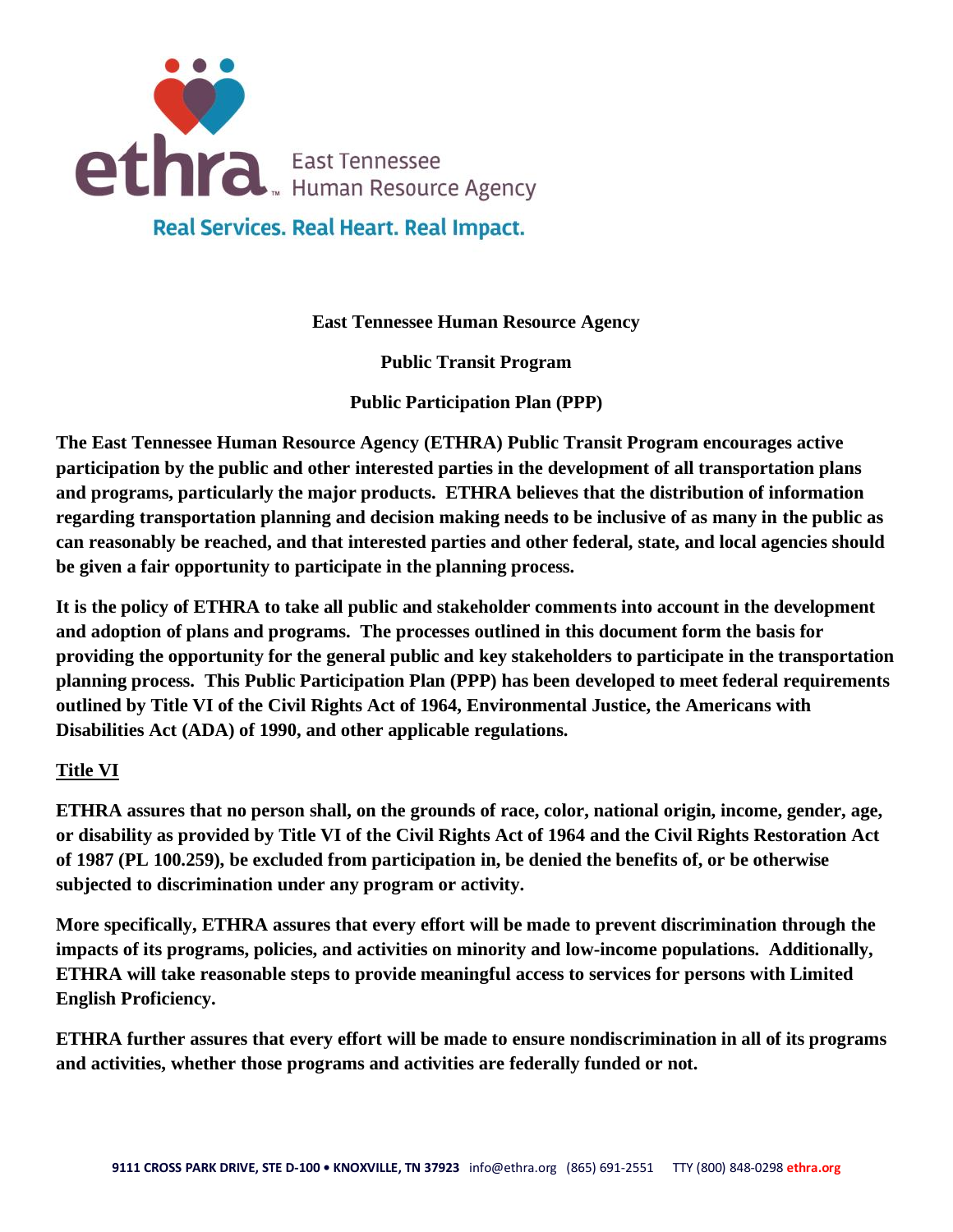ethra East Tennessee Human Resource Agency

Real Services. Real Heart. Real Impact.

**East Tennessee Human Resource Agency**

**Public Transit Program**

**Public Participation Plan (PPP)**

**The East Tennessee Human Resource Agency (ETHRA) Public Transit Program encourages active participation by the public and other interested parties in the development of all transportation plans and programs, particularly the major products. ETHRA believes that the distribution of information regarding transportation planning and decision making needs to be inclusive of as many in the public as can reasonably be reached, and that interested parties and other federal, state, and local agencies should be given a fair opportunity to participate in the planning process.**

**It is the policy of ETHRA to take all public and stakeholder comments into account in the development and adoption of plans and programs. The processes outlined in this document form the basis for providing the opportunity for the general public and key stakeholders to participate in the transportation planning process. This Public Participation Plan (PPP) has been developed to meet federal requirements outlined by Title VI of the Civil Rights Act of 1964, Environmental Justice, the Americans with Disabilities Act (ADA) of 1990, and other applicable regulations.**

## Title VI

**ETHRA assures that no person shall, on the grounds of race, color, national origin, income, gender, age, or disability as provided by Title VI of the Civil Rights Act of 1964 and the Civil Rights Restoration Act of 1987 (PL 100.259), be excluded from participation in, be denied the benefits of, or be otherwise subjected to discrimination under any program or activity.**

**More specifically, ETHRA assures that every effort will be made to prevent discrimination through the impacts of its programs, policies, and activities on minority and low-income populations. Additionally, ETHRA will take reasonable steps to provide meaningful access to services for persons with Limited English Proficiency.**

**ETHRA further assures that every effort will be made to ensure nondiscrimination in all of its programs and activities, whether those programs and activities are federally funded or not.**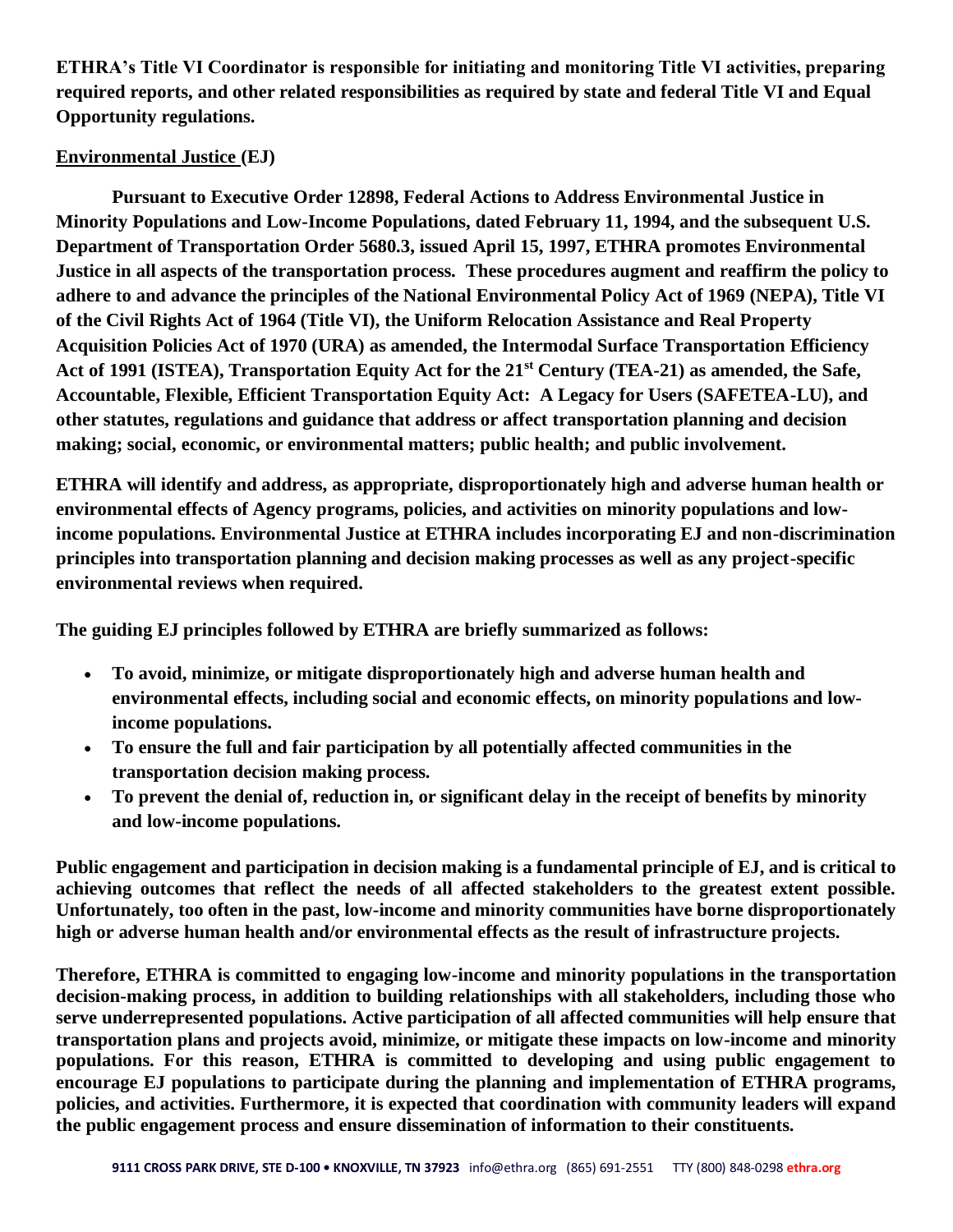**ETHRA's Title VI Coordinator is responsible for initiating and monitoring Title VI activities, preparing required reports, and other related responsibilities as required by state and federal Title VI and Equal Opportunity regulations.**

## Environmental Justice (EJ)

**Pursuant to Executive Order 12898, Federal Actions to Address Environmental Justice in Minority Populations and Low-Income Populations, dated February 11, 1994, and the subsequent U.S. Department of Transportation Order 5680.3, issued April 15, 1997, ETHRA promotes Environmental Justice in all aspects of the transportation process. These procedures augment and reaffirm the policy to adhere to and advance the principles of the National Environmental Policy Act of 1969 (NEPA), Title VI of the Civil Rights Act of 1964 (Title VI), the Uniform Relocation Assistance and Real Property Acquisition Policies Act of 1970 (URA) as amended, the Intermodal Surface Transportation Efficiency Act of 1991 (ISTEA), Transportation Equity Act for the 21st Century (TEA-21) as amended, the Safe, Accountable, Flexible, Efficient Transportation Equity Act: A Legacy for Users (SAFETEA-LU), and other statutes, regulations and guidance that address or affect transportation planning and decision making; social, economic, or environmental matters; public health; and public involvement.**

**ETHRA will identify and address, as appropriate, disproportionately high and adverse human health or environmental effects of Agency programs, policies, and activities on minority populations and low-income populations. Environmental Justice at ETHRA includes incorporating EJ and non-discrimination principles into transportation planning and decision making processes as well as any project-specific environmental reviews when required.**

**The guiding EJ principles followed by ETHRA are briefly summarized as follows:**

- **To avoid, minimize, or mitigate disproportionately high and adverse human health and environmental effects, including social and economic effects, on minority populations and low-income populations.**
- **To ensure the full and fair participation by all potentially affected communities in the transportation decision making process.**
- **To prevent the denial of, reduction in, or significant delay in the receipt of benefits by minority and low-income populations.**

**Public engagement and participation in decision making is a fundamental principle of EJ, and is critical to achieving outcomes that reflect the needs of all affected stakeholders to the greatest extent possible. Unfortunately, too often in the past, low-income and minority communities have borne disproportionately high or adverse human health and/or environmental effects as the result of infrastructure projects.**

**Therefore, ETHRA is committed to engaging low-income and minority populations in the transportation decision-making process, in addition to building relationships with all stakeholders, including those who serve underrepresented populations. Active participation of all affected communities will help ensure that transportation plans and projects avoid, minimize, or mitigate these impacts on low-income and minority populations. For this reason, ETHRA is committed to developing and using public engagement to encourage EJ populations to participate during the planning and implementation of ETHRA programs, policies, and activities. Furthermore, it is expected that coordination with community leaders will expand the public engagement process and ensure dissemination of information to their constituents.**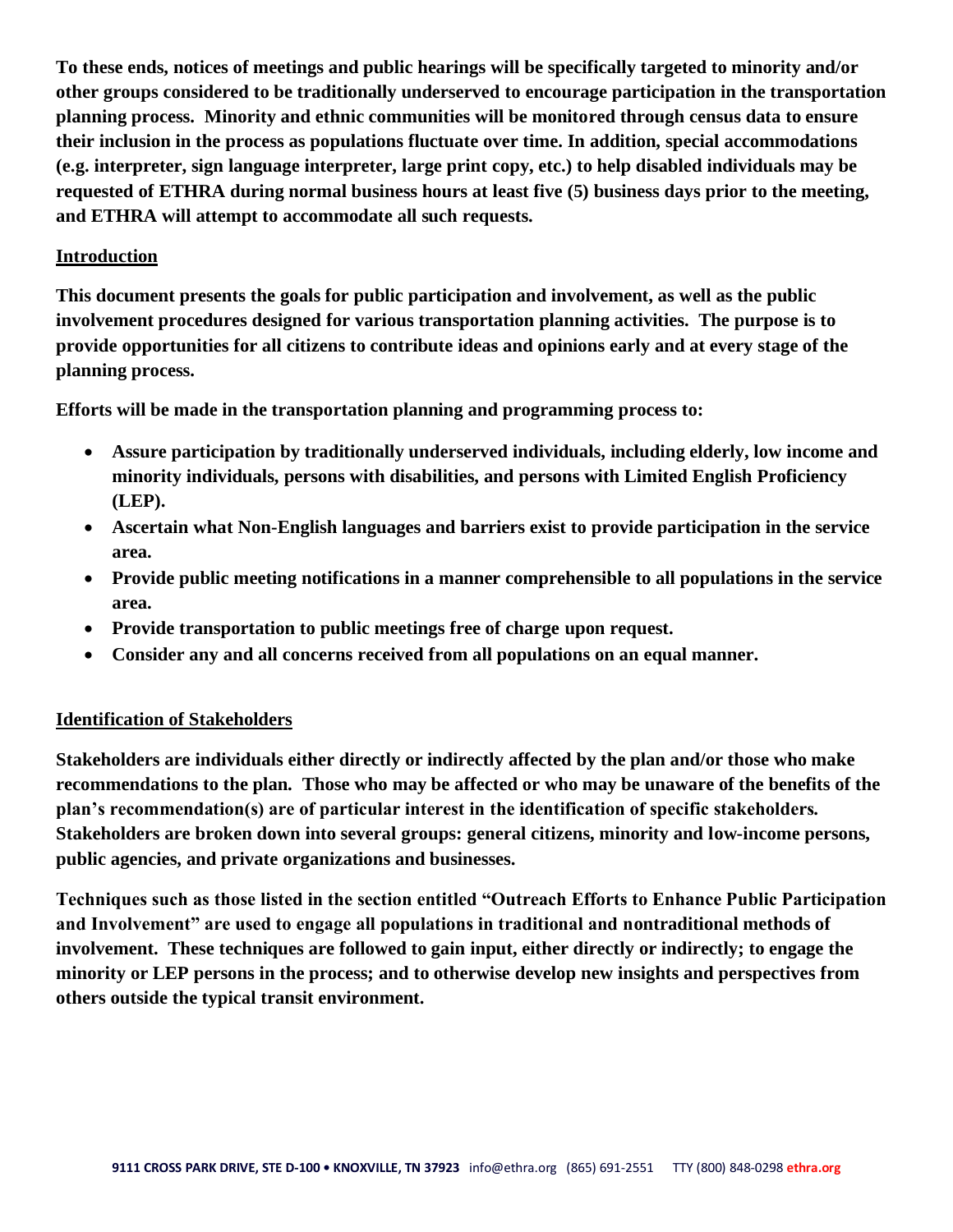**To these ends, notices of meetings and public hearings will be specifically targeted to minority and/or other groups considered to be traditionally underserved to encourage participation in the transportation planning process. Minority and ethnic communities will be monitored through census data to ensure their inclusion in the process as populations fluctuate over time. In addition, special accommodations (e.g. interpreter, sign language interpreter, large print copy, etc.) to help disabled individuals may be requested of ETHRA during normal business hours at least five (5) business days prior to the meeting, and ETHRA will attempt to accommodate all such requests.**

## Introduction

**This document presents the goals for public participation and involvement, as well as the public involvement procedures designed for various transportation planning activities. The purpose is to provide opportunities for all citizens to contribute ideas and opinions early and at every stage of the planning process.**

**Efforts will be made in the transportation planning and programming process to:**

- **Assure participation by traditionally underserved individuals, including elderly, low income and minority individuals, persons with disabilities, and persons with Limited English Proficiency (LEP).**
- **Ascertain what Non-English languages and barriers exist to provide participation in the service area.**
- **Provide public meeting notifications in a manner comprehensible to all populations in the service area.**
- **Provide transportation to public meetings free of charge upon request.**
- **Consider any and all concerns received from all populations on an equal manner.**

## Identification of Stakeholders

**Stakeholders are individuals either directly or indirectly affected by the plan and/or those who make recommendations to the plan. Those who may be affected or who may be unaware of the benefits of the plan's recommendation(s) are of particular interest in the identification of specific stakeholders. Stakeholders are broken down into several groups: general citizens, minority and low-income persons, public agencies, and private organizations and businesses.**

**Techniques such as those listed in the section entitled "Outreach Efforts to Enhance Public Participation and Involvement" are used to engage all populations in traditional and nontraditional methods of involvement. These techniques are followed to gain input, either directly or indirectly; to engage the minority or LEP persons in the process; and to otherwise develop new insights and perspectives from others outside the typical transit environment.**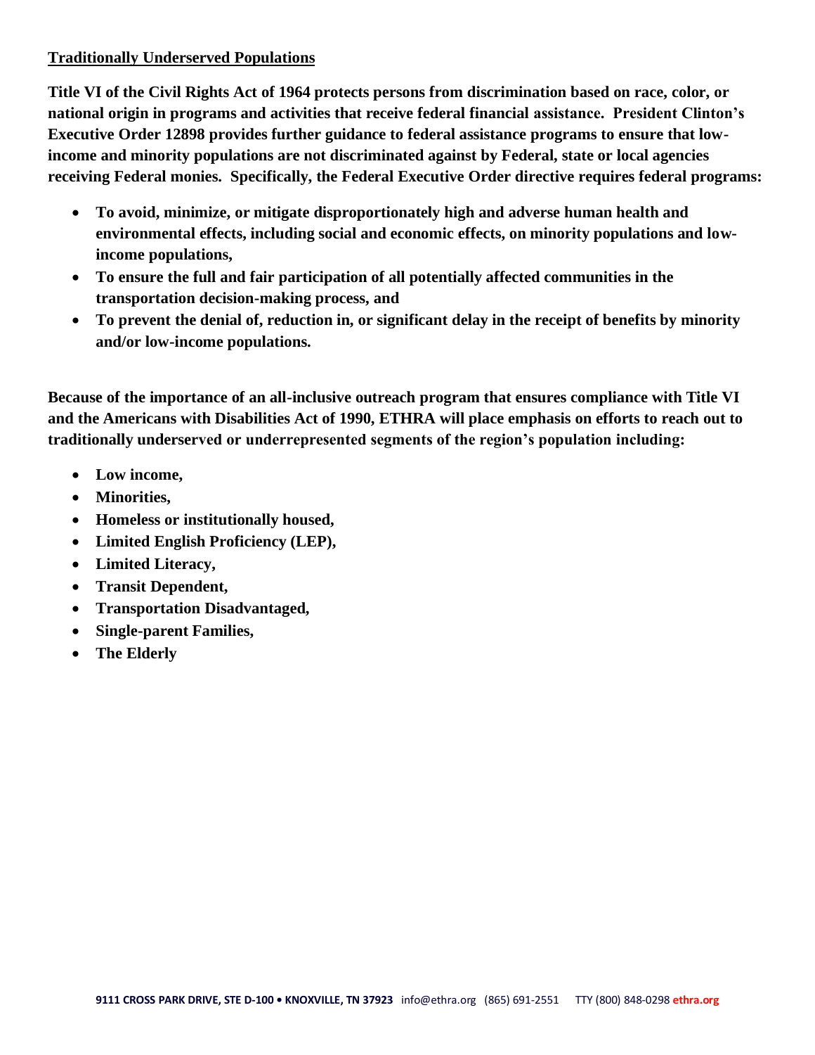**Traditionally Underserved Populations**

**Title VI of the Civil Rights Act of 1964 protects persons from discrimination based on race, color, or national origin in programs and activities that receive federal financial assistance. President Clinton's Executive Order 12898 provides further guidance to federal assistance programs to ensure that low-income and minority populations are not discriminated against by Federal, state or local agencies receiving Federal monies. Specifically, the Federal Executive Order directive requires federal programs:**

- **To avoid, minimize, or mitigate disproportionately high and adverse human health and environmental effects, including social and economic effects, on minority populations and low-income populations,**
- **To ensure the full and fair participation of all potentially affected communities in the transportation decision-making process, and**
- **To prevent the denial of, reduction in, or significant delay in the receipt of benefits by minority and/or low-income populations.**

**Because of the importance of an all-inclusive outreach program that ensures compliance with Title VI and the Americans with Disabilities Act of 1990, ETHRA will place emphasis on efforts to reach out to traditionally underserved or underrepresented segments of the region's population including:**

- **Low income,**
- **Minorities,**
- **Homeless or institutionally housed,**
- **Limited English Proficiency (LEP),**
- **Limited Literacy,**
- **Transit Dependent,**
- **Transportation Disadvantaged,**
- **Single-parent Families,**
- **The Elderly**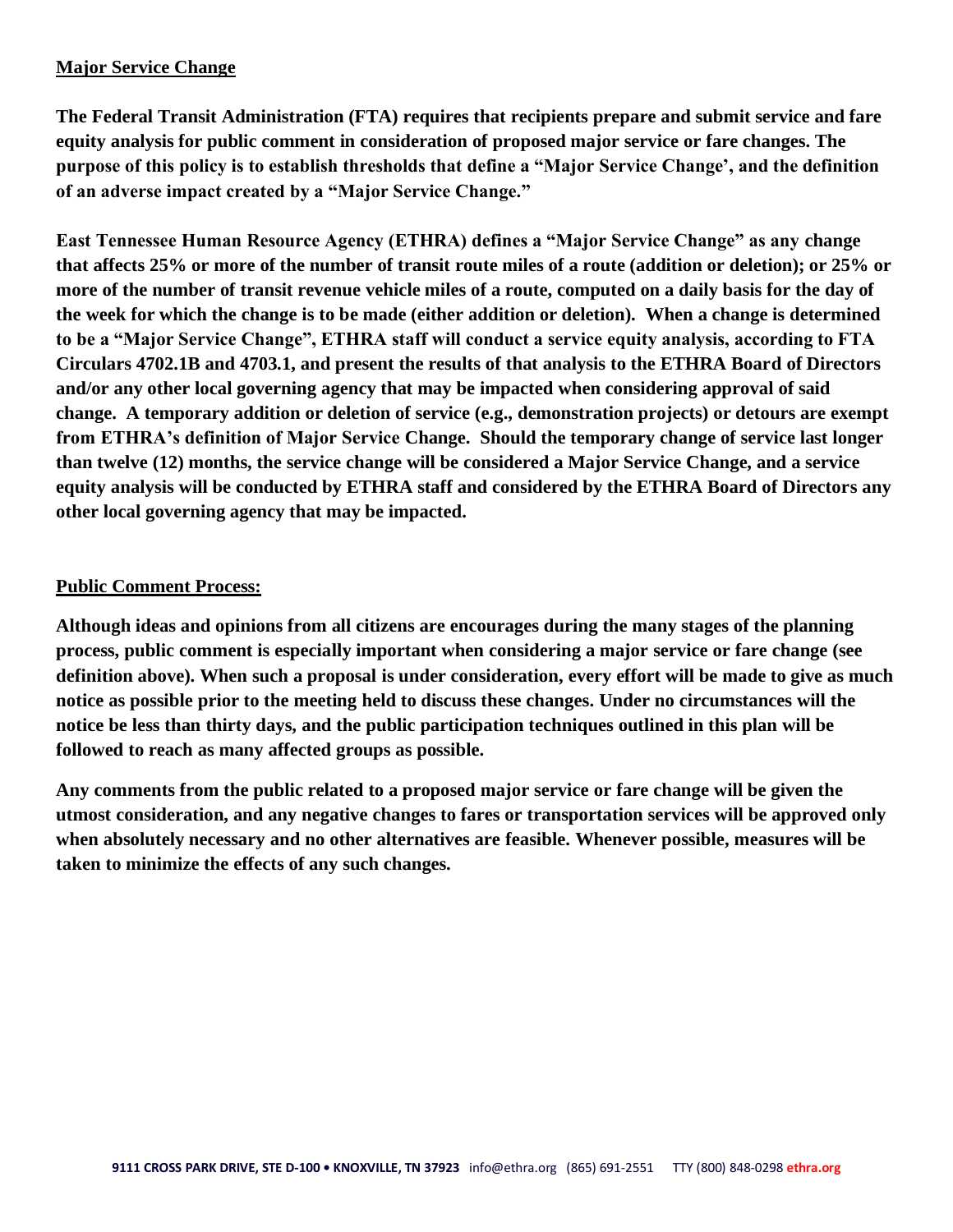## Major Service Change

**The Federal Transit Administration (FTA) requires that recipients prepare and submit service and fare equity analysis for public comment in consideration of proposed major service or fare changes. The purpose of this policy is to establish thresholds that define a "Major Service Change', and the definition of an adverse impact created by a "Major Service Change."**

**East Tennessee Human Resource Agency (ETHRA) defines a "Major Service Change" as any change that affects 25% or more of the number of transit route miles of a route (addition or deletion); or 25% or more of the number of transit revenue vehicle miles of a route, computed on a daily basis for the day of the week for which the change is to be made (either addition or deletion). When a change is determined to be a "Major Service Change", ETHRA staff will conduct a service equity analysis, according to FTA Circulars 4702.1B and 4703.1, and present the results of that analysis to the ETHRA Board of Directors and/or any other local governing agency that may be impacted when considering approval of said change. A temporary addition or deletion of service (e.g., demonstration projects) or detours are exempt from ETHRA's definition of Major Service Change. Should the temporary change of service last longer than twelve (12) months, the service change will be considered a Major Service Change, and a service equity analysis will be conducted by ETHRA staff and considered by the ETHRA Board of Directors any other local governing agency that may be impacted.**

## Public Comment Process:

**Although ideas and opinions from all citizens are encourages during the many stages of the planning process, public comment is especially important when considering a major service or fare change (see definition above). When such a proposal is under consideration, every effort will be made to give as much notice as possible prior to the meeting held to discuss these changes. Under no circumstances will the notice be less than thirty days, and the public participation techniques outlined in this plan will be followed to reach as many affected groups as possible.**

**Any comments from the public related to a proposed major service or fare change will be given the utmost consideration, and any negative changes to fares or transportation services will be approved only when absolutely necessary and no other alternatives are feasible. Whenever possible, measures will be taken to minimize the effects of any such changes.**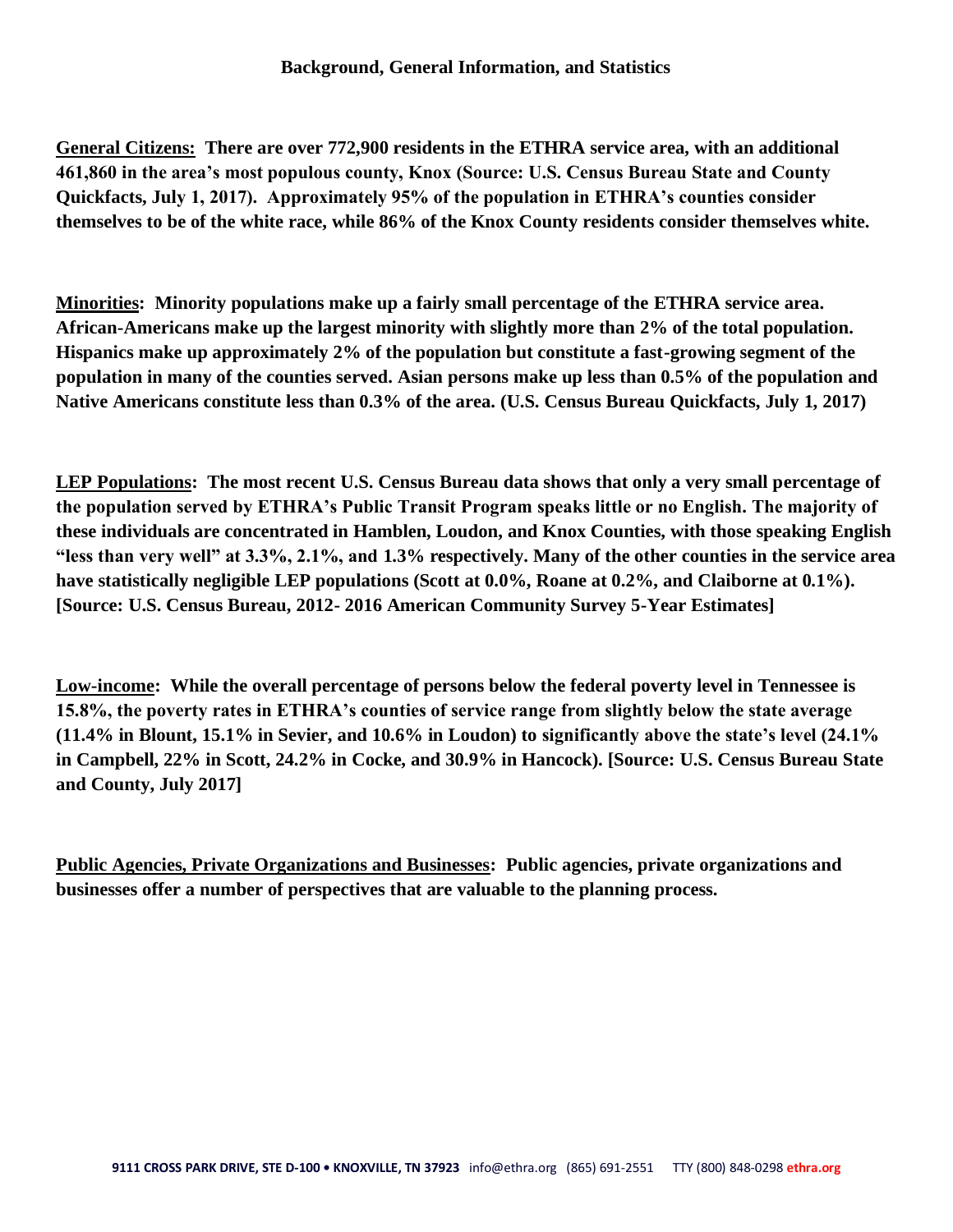## Background, General Information, and Statistics

**General Citizens: There are over 772,900 residents in the ETHRA service area, with an additional 461,860 in the area's most populous county, Knox (Source: U.S. Census Bureau State and County Quickfacts, July 1, 2017). Approximately 95% of the population in ETHRA's counties consider themselves to be of the white race, while 86% of the Knox County residents consider themselves white.**

**Minorities: Minority populations make up a fairly small percentage of the ETHRA service area. African-Americans make up the largest minority with slightly more than 2% of the total population. Hispanics make up approximately 2% of the population but constitute a fast-growing segment of the population in many of the counties served. Asian persons make up less than 0.5% of the population and Native Americans constitute less than 0.3% of the area. (U.S. Census Bureau Quickfacts, July 1, 2017)**

**LEP Populations: The most recent U.S. Census Bureau data shows that only a very small percentage of the population served by ETHRA's Public Transit Program speaks little or no English. The majority of these individuals are concentrated in Hamblen, Loudon, and Knox Counties, with those speaking English "less than very well" at 3.3%, 2.1%, and 1.3% respectively. Many of the other counties in the service area have statistically negligible LEP populations (Scott at 0.0%, Roane at 0.2%, and Claiborne at 0.1%). [Source: U.S. Census Bureau, 2012- 2016 American Community Survey 5-Year Estimates]**

**Low-income: While the overall percentage of persons below the federal poverty level in Tennessee is 15.8%, the poverty rates in ETHRA's counties of service range from slightly below the state average (11.4% in Blount, 15.1% in Sevier, and 10.6% in Loudon) to significantly above the state's level (24.1% in Campbell, 22% in Scott, 24.2% in Cocke, and 30.9% in Hancock). [Source: U.S. Census Bureau State and County, July 2017]**

**Public Agencies, Private Organizations and Businesses: Public agencies, private organizations and businesses offer a number of perspectives that are valuable to the planning process.**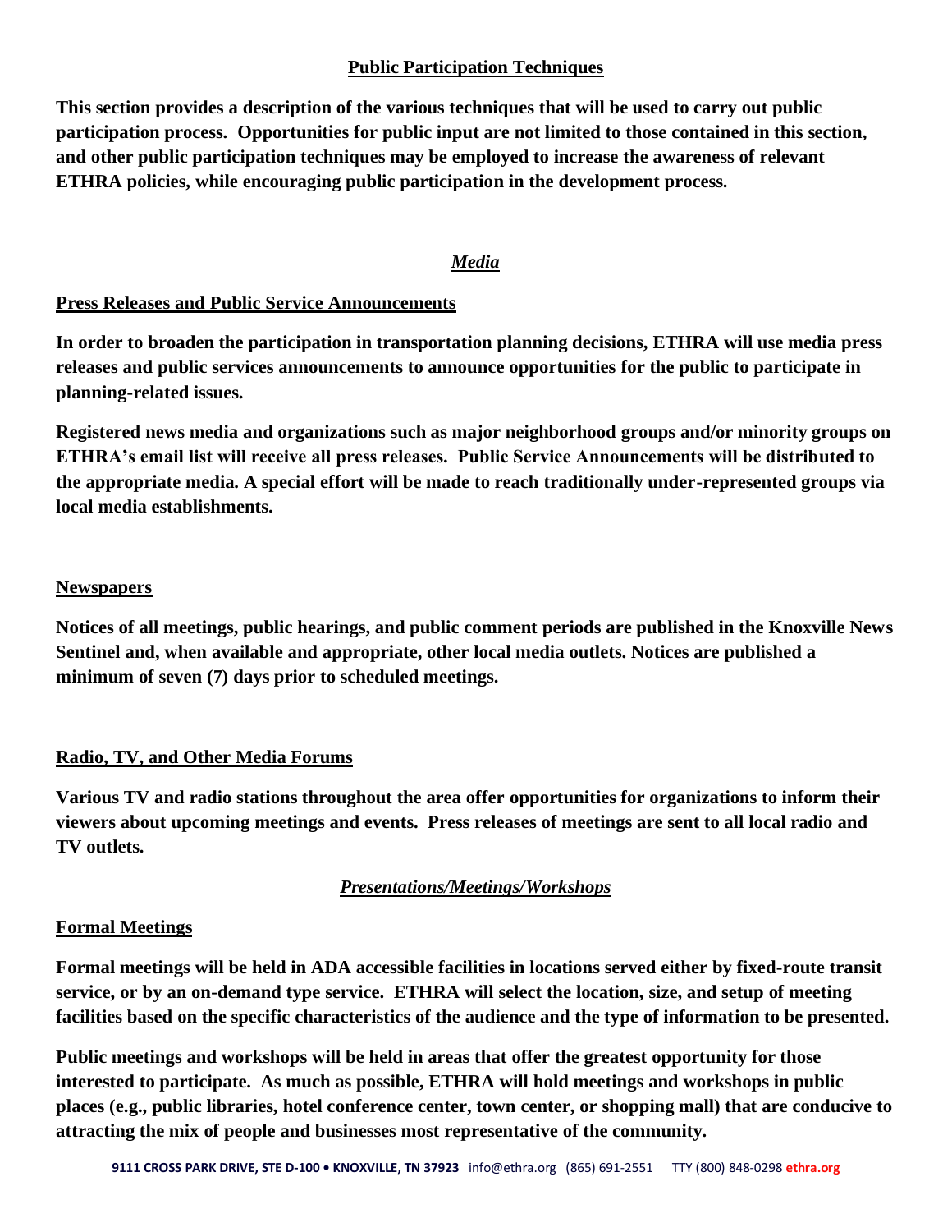## Public Participation Techniques

**This section provides a description of the various techniques that will be used to carry out public participation process. Opportunities for public input are not limited to those contained in this section, and other public participation techniques may be employed to increase the awareness of relevant ETHRA policies, while encouraging public participation in the development process.**

### *Media*

#### Press Releases and Public Service Announcements

**In order to broaden the participation in transportation planning decisions, ETHRA will use media press releases and public services announcements to announce opportunities for the public to participate in planning-related issues.**

**Registered news media and organizations such as major neighborhood groups and/or minority groups on ETHRA's email list will receive all press releases. Public Service Announcements will be distributed to the appropriate media. A special effort will be made to reach traditionally under-represented groups via local media establishments.**

#### Newspapers

**Notices of all meetings, public hearings, and public comment periods are published in the Knoxville News Sentinel and, when available and appropriate, other local media outlets. Notices are published a minimum of seven (7) days prior to scheduled meetings.**

#### Radio, TV, and Other Media Forums

**Various TV and radio stations throughout the area offer opportunities for organizations to inform their viewers about upcoming meetings and events. Press releases of meetings are sent to all local radio and TV outlets.**

### *Presentations/Meetings/Workshops*

#### Formal Meetings

**Formal meetings will be held in ADA accessible facilities in locations served either by fixed-route transit service, or by an on-demand type service. ETHRA will select the location, size, and setup of meeting facilities based on the specific characteristics of the audience and the type of information to be presented.**

**Public meetings and workshops will be held in areas that offer the greatest opportunity for those interested to participate. As much as possible, ETHRA will hold meetings and workshops in public places (e.g., public libraries, hotel conference center, town center, or shopping mall) that are conducive to attracting the mix of people and businesses most representative of the community.**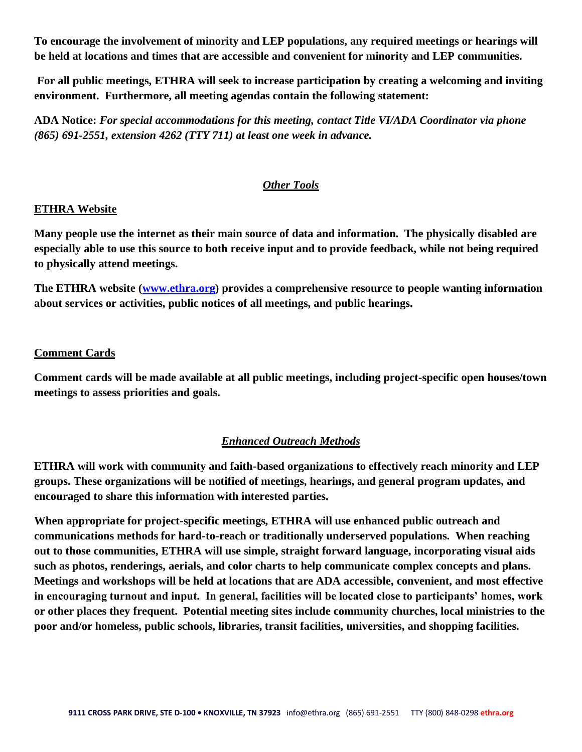**To encourage the involvement of minority and LEP populations, any required meetings or hearings will be held at locations and times that are accessible and convenient for minority and LEP communities.**

**For all public meetings, ETHRA will seek to increase participation by creating a welcoming and inviting environment. Furthermore, all meeting agendas contain the following statement:**

**ADA Notice:** ***For special accommodations for this meeting, contact Title VI/ADA Coordinator via phone (865) 691-2551, extension 4262 (TTY 711) at least one week in advance.***

## ***Other Tools***

### **ETHRA Website**

**Many people use the internet as their main source of data and information. The physically disabled are especially able to use this source to both receive input and to provide feedback, while not being required to physically attend meetings.**

**The ETHRA website ([www.ethra.org](www.ethra.org)) provides a comprehensive resource to people wanting information about services or activities, public notices of all meetings, and public hearings.**

### **Comment Cards**

**Comment cards will be made available at all public meetings, including project-specific open houses/town meetings to assess priorities and goals.**

## ***Enhanced Outreach Methods***

**ETHRA will work with community and faith-based organizations to effectively reach minority and LEP groups. These organizations will be notified of meetings, hearings, and general program updates, and encouraged to share this information with interested parties.**

**When appropriate for project-specific meetings, ETHRA will use enhanced public outreach and communications methods for hard-to-reach or traditionally underserved populations. When reaching out to those communities, ETHRA will use simple, straight forward language, incorporating visual aids such as photos, renderings, aerials, and color charts to help communicate complex concepts and plans. Meetings and workshops will be held at locations that are ADA accessible, convenient, and most effective in encouraging turnout and input. In general, facilities will be located close to participants' homes, work or other places they frequent. Potential meeting sites include community churches, local ministries to the poor and/or homeless, public schools, libraries, transit facilities, universities, and shopping facilities.**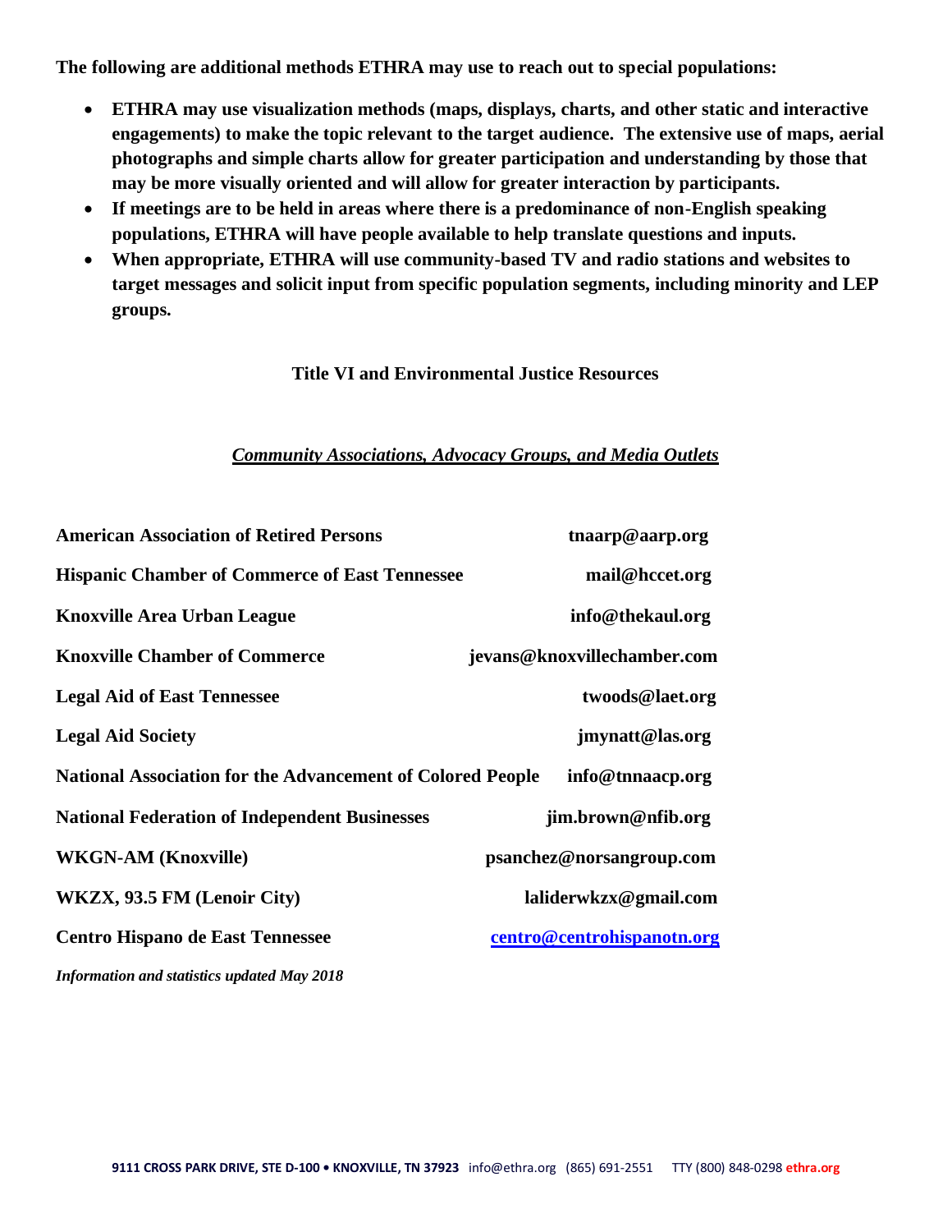**The following are additional methods ETHRA may use to reach out to special populations:**

- **ETHRA may use visualization methods (maps, displays, charts, and other static and interactive engagements) to make the topic relevant to the target audience. The extensive use of maps, aerial photographs and simple charts allow for greater participation and understanding by those that may be more visually oriented and will allow for greater interaction by participants.**
- **If meetings are to be held in areas where there is a predominance of non-English speaking populations, ETHRA will have people available to help translate questions and inputs.**
- **When appropriate, ETHRA will use community-based TV and radio stations and websites to target messages and solicit input from specific population segments, including minority and LEP groups.**

## Title VI and Environmental Justice Resources

***Community Associations, Advocacy Groups, and Media Outlets***

| | |
|---|---|
| **American Association of Retired Persons** | **tnaarp@aarp.org** |
| **Hispanic Chamber of Commerce of East Tennessee** | **mail@hccet.org** |
| **Knoxville Area Urban League** | **info@thekaul.org** |
| **Knoxville Chamber of Commerce** | **jevans@knoxvillechamber.com** |
| **Legal Aid of East Tennessee** | **twoods@laet.org** |
| **Legal Aid Society** | **jmynatt@las.org** |
| **National Association for the Advancement of Colored People** | **info@tnnaacp.org** |
| **National Federation of Independent Businesses** | **jim.brown@nfib.org** |
| **WKGN-AM (Knoxville)** | **psanchez@norsangroup.com** |
| **WKZX, 93.5 FM (Lenoir City)** | **laliderwkzx@gmail.com** |
| **Centro Hispano de East Tennessee** | **centro@centrohispanotn.org** |

***Information and statistics updated May 2018***